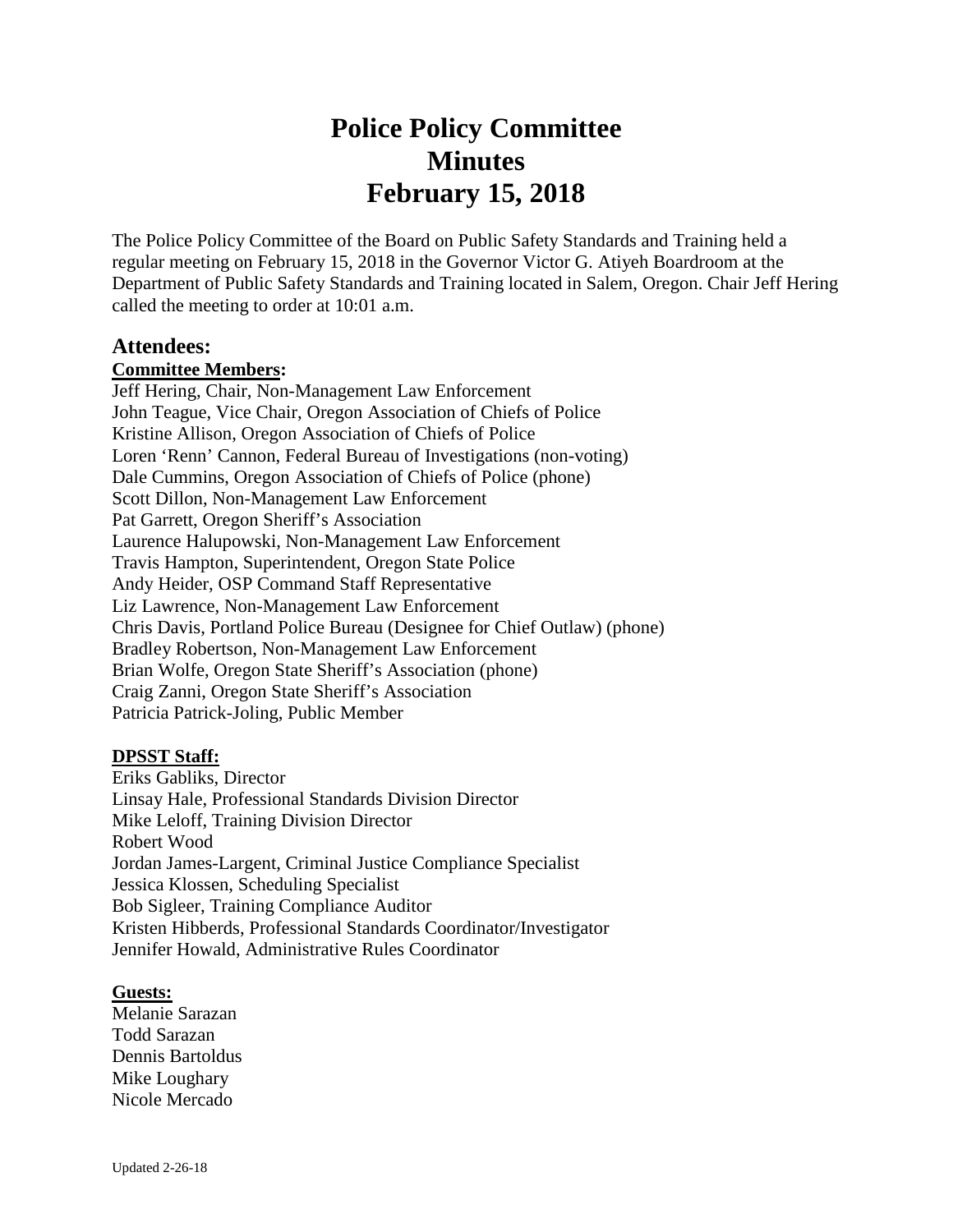# Police Policy Committee Minutes February 15, 2018

The Police Policy Committee of the Board on Public Safety Standards and Training held a regular meeting on February 15, 2018 in the Governor Victor G. Atiyeh Boardroom at the Department of Public Safety Standards and Training located in Salem, Oregon. Chair Jeff Hering called the meeting to order at 10:01 a.m.

## Attendees:

**Committee Members:**

Jeff Hering, Chair, Non-Management Law Enforcement
John Teague, Vice Chair, Oregon Association of Chiefs of Police
Kristine Allison, Oregon Association of Chiefs of Police
Loren 'Renn' Cannon, Federal Bureau of Investigations (non-voting)
Dale Cummins, Oregon Association of Chiefs of Police (phone)
Scott Dillon, Non-Management Law Enforcement
Pat Garrett, Oregon Sheriff's Association
Laurence Halupowski, Non-Management Law Enforcement
Travis Hampton, Superintendent, Oregon State Police
Andy Heider, OSP Command Staff Representative
Liz Lawrence, Non-Management Law Enforcement
Chris Davis, Portland Police Bureau (Designee for Chief Outlaw) (phone)
Bradley Robertson, Non-Management Law Enforcement
Brian Wolfe, Oregon State Sheriff's Association (phone)
Craig Zanni, Oregon State Sheriff's Association
Patricia Patrick-Joling, Public Member

**DPSST Staff:**

Eriks Gabliks, Director
Linsay Hale, Professional Standards Division Director
Mike Leloff, Training Division Director
Robert Wood
Jordan James-Largent, Criminal Justice Compliance Specialist
Jessica Klossen, Scheduling Specialist
Bob Sigleer, Training Compliance Auditor
Kristen Hibberds, Professional Standards Coordinator/Investigator
Jennifer Howald, Administrative Rules Coordinator

**Guests:**

Melanie Sarazan
Todd Sarazan
Dennis Bartoldus
Mike Loughary
Nicole Mercado

Updated 2-26-18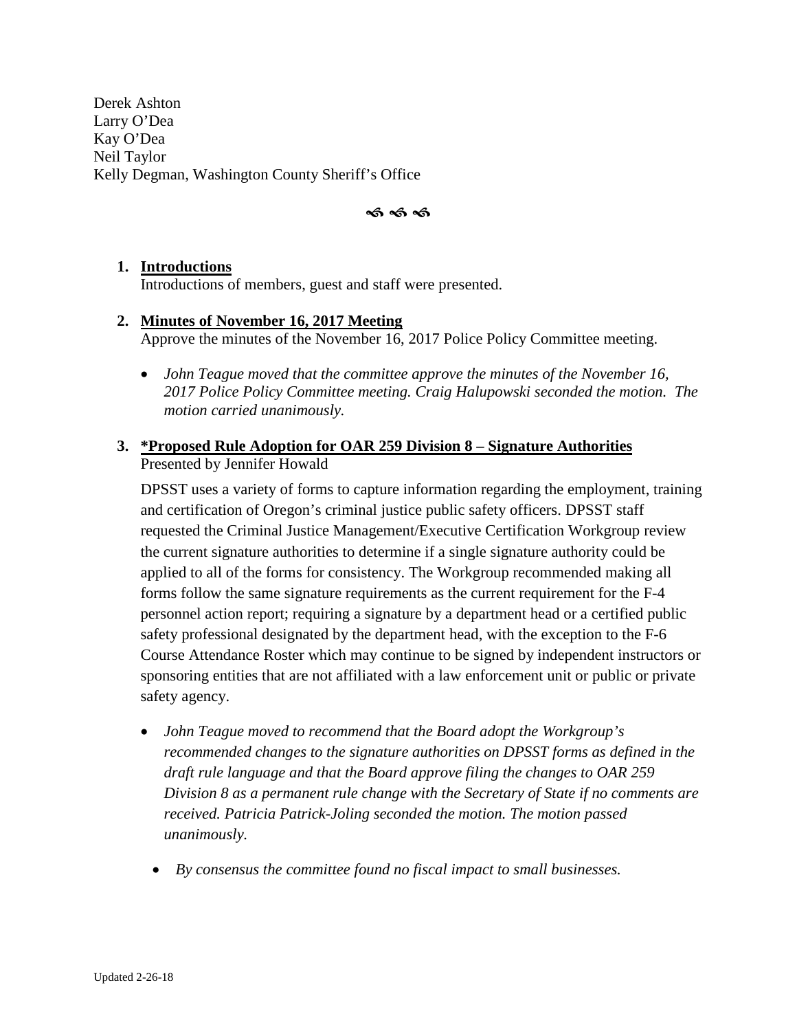Derek Ashton
Larry O'Dea
Kay O'Dea
Neil Taylor
Kelly Degman, Washington County Sheriff's Office

ණ ණ ණ

1. **Introductions**
   Introductions of members, guest and staff were presented.

2. **Minutes of November 16, 2017 Meeting**
   Approve the minutes of the November 16, 2017 Police Policy Committee meeting.

   - *John Teague moved that the committee approve the minutes of the November 16, 2017 Police Policy Committee meeting. Craig Halupowski seconded the motion. The motion carried unanimously.*

3. **\*Proposed Rule Adoption for OAR 259 Division 8 – Signature Authorities**
   Presented by Jennifer Howald

   DPSST uses a variety of forms to capture information regarding the employment, training and certification of Oregon's criminal justice public safety officers. DPSST staff requested the Criminal Justice Management/Executive Certification Workgroup review the current signature authorities to determine if a single signature authority could be applied to all of the forms for consistency. The Workgroup recommended making all forms follow the same signature requirements as the current requirement for the F-4 personnel action report; requiring a signature by a department head or a certified public safety professional designated by the department head, with the exception to the F-6 Course Attendance Roster which may continue to be signed by independent instructors or sponsoring entities that are not affiliated with a law enforcement unit or public or private safety agency.

   - *John Teague moved to recommend that the Board adopt the Workgroup's recommended changes to the signature authorities on DPSST forms as defined in the draft rule language and that the Board approve filing the changes to OAR 259 Division 8 as a permanent rule change with the Secretary of State if no comments are received. Patricia Patrick-Joling seconded the motion. The motion passed unanimously.*

     - *By consensus the committee found no fiscal impact to small businesses.*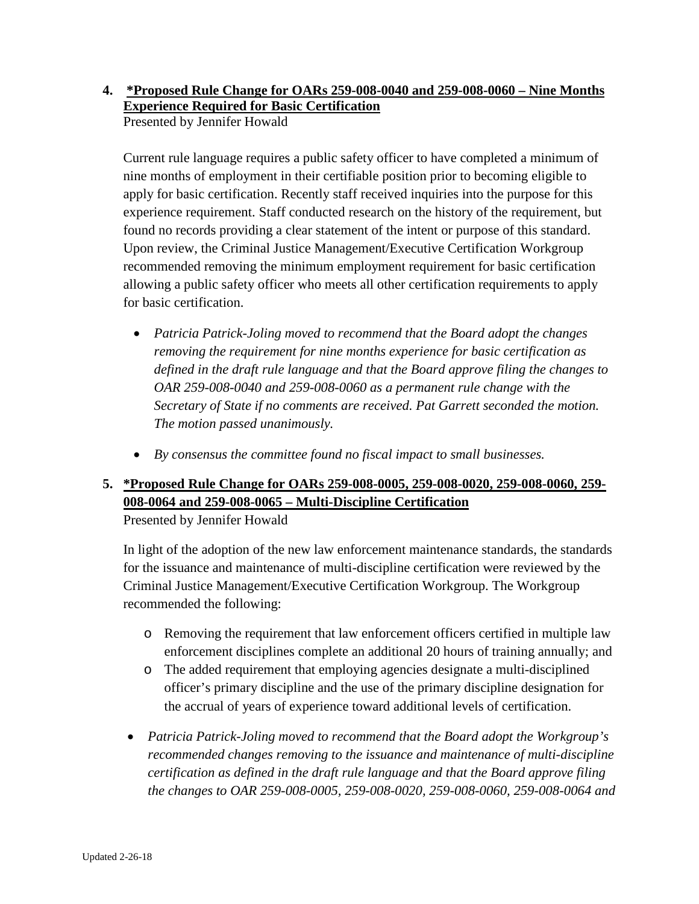4. **\*Proposed Rule Change for OARs 259-008-0040 and 259-008-0060 – Nine Months Experience Required for Basic Certification**

   Presented by Jennifer Howald

   Current rule language requires a public safety officer to have completed a minimum of nine months of employment in their certifiable position prior to becoming eligible to apply for basic certification. Recently staff received inquiries into the purpose for this experience requirement. Staff conducted research on the history of the requirement, but found no records providing a clear statement of the intent or purpose of this standard. Upon review, the Criminal Justice Management/Executive Certification Workgroup recommended removing the minimum employment requirement for basic certification allowing a public safety officer who meets all other certification requirements to apply for basic certification.

   - *Patricia Patrick-Joling moved to recommend that the Board adopt the changes removing the requirement for nine months experience for basic certification as defined in the draft rule language and that the Board approve filing the changes to OAR 259-008-0040 and 259-008-0060 as a permanent rule change with the Secretary of State if no comments are received. Pat Garrett seconded the motion. The motion passed unanimously.*

   - *By consensus the committee found no fiscal impact to small businesses.*

5. **\*Proposed Rule Change for OARs 259-008-0005, 259-008-0020, 259-008-0060, 259-008-0064 and 259-008-0065 – Multi-Discipline Certification**

   Presented by Jennifer Howald

   In light of the adoption of the new law enforcement maintenance standards, the standards for the issuance and maintenance of multi-discipline certification were reviewed by the Criminal Justice Management/Executive Certification Workgroup. The Workgroup recommended the following:

   - Removing the requirement that law enforcement officers certified in multiple law enforcement disciplines complete an additional 20 hours of training annually; and
   - The added requirement that employing agencies designate a multi-disciplined officer's primary discipline and the use of the primary discipline designation for the accrual of years of experience toward additional levels of certification.

   - *Patricia Patrick-Joling moved to recommend that the Board adopt the Workgroup's recommended changes removing to the issuance and maintenance of multi-discipline certification as defined in the draft rule language and that the Board approve filing the changes to OAR 259-008-0005, 259-008-0020, 259-008-0060, 259-008-0064 and*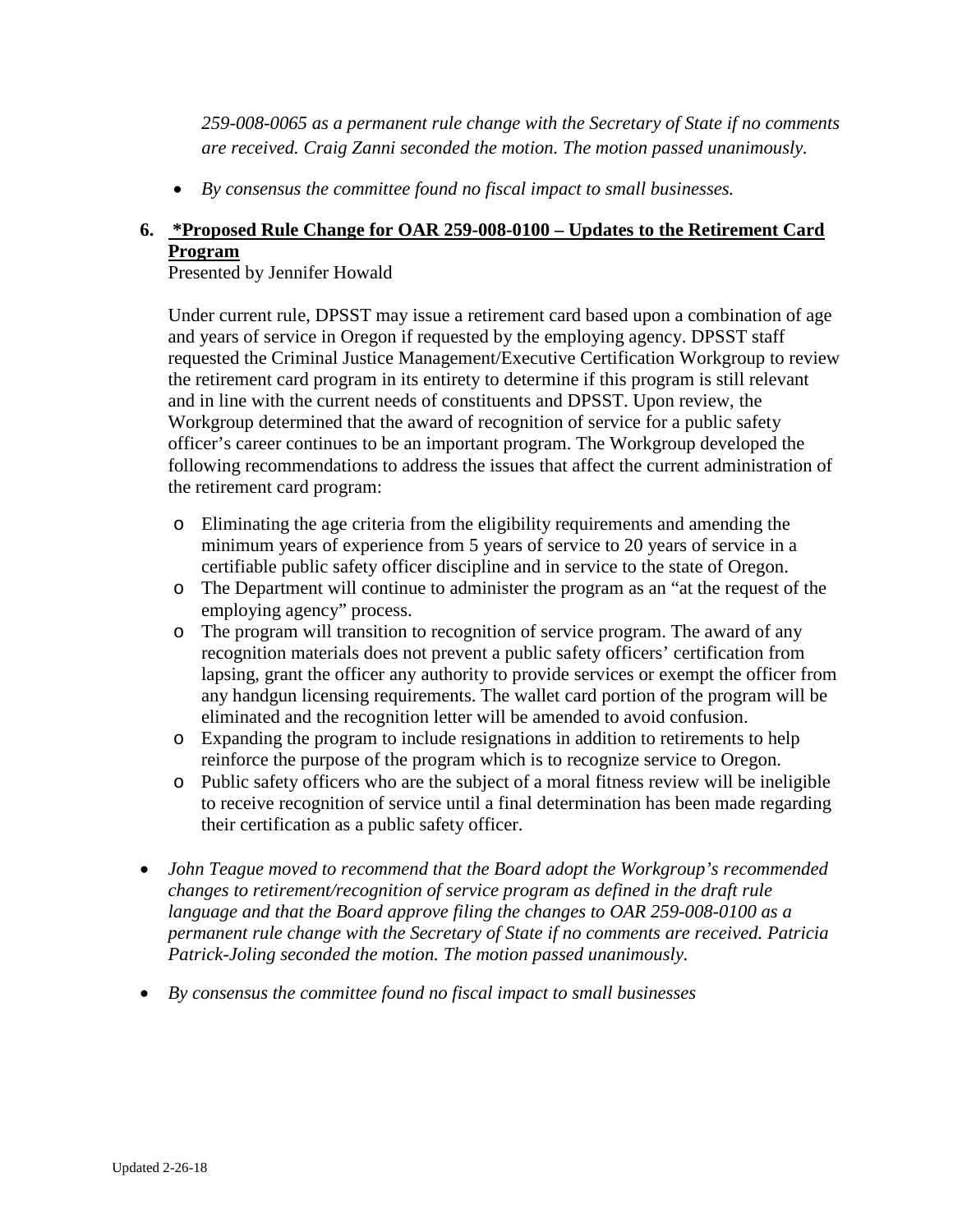*259-008-0065 as a permanent rule change with the Secretary of State if no comments are received. Craig Zanni seconded the motion. The motion passed unanimously.*

- *By consensus the committee found no fiscal impact to small businesses.*

**6. <u>*Proposed Rule Change for OAR 259-008-0100 – Updates to the Retirement Card Program</u>**

Presented by Jennifer Howald

Under current rule, DPSST may issue a retirement card based upon a combination of age and years of service in Oregon if requested by the employing agency. DPSST staff requested the Criminal Justice Management/Executive Certification Workgroup to review the retirement card program in its entirety to determine if this program is still relevant and in line with the current needs of constituents and DPSST. Upon review, the Workgroup determined that the award of recognition of service for a public safety officer's career continues to be an important program. The Workgroup developed the following recommendations to address the issues that affect the current administration of the retirement card program:

- Eliminating the age criteria from the eligibility requirements and amending the minimum years of experience from 5 years of service to 20 years of service in a certifiable public safety officer discipline and in service to the state of Oregon.
- The Department will continue to administer the program as an "at the request of the employing agency" process.
- The program will transition to recognition of service program. The award of any recognition materials does not prevent a public safety officers' certification from lapsing, grant the officer any authority to provide services or exempt the officer from any handgun licensing requirements. The wallet card portion of the program will be eliminated and the recognition letter will be amended to avoid confusion.
- Expanding the program to include resignations in addition to retirements to help reinforce the purpose of the program which is to recognize service to Oregon.
- Public safety officers who are the subject of a moral fitness review will be ineligible to receive recognition of service until a final determination has been made regarding their certification as a public safety officer.

- *John Teague moved to recommend that the Board adopt the Workgroup's recommended changes to retirement/recognition of service program as defined in the draft rule language and that the Board approve filing the changes to OAR 259-008-0100 as a permanent rule change with the Secretary of State if no comments are received. Patricia Patrick-Joling seconded the motion. The motion passed unanimously.*

- *By consensus the committee found no fiscal impact to small businesses*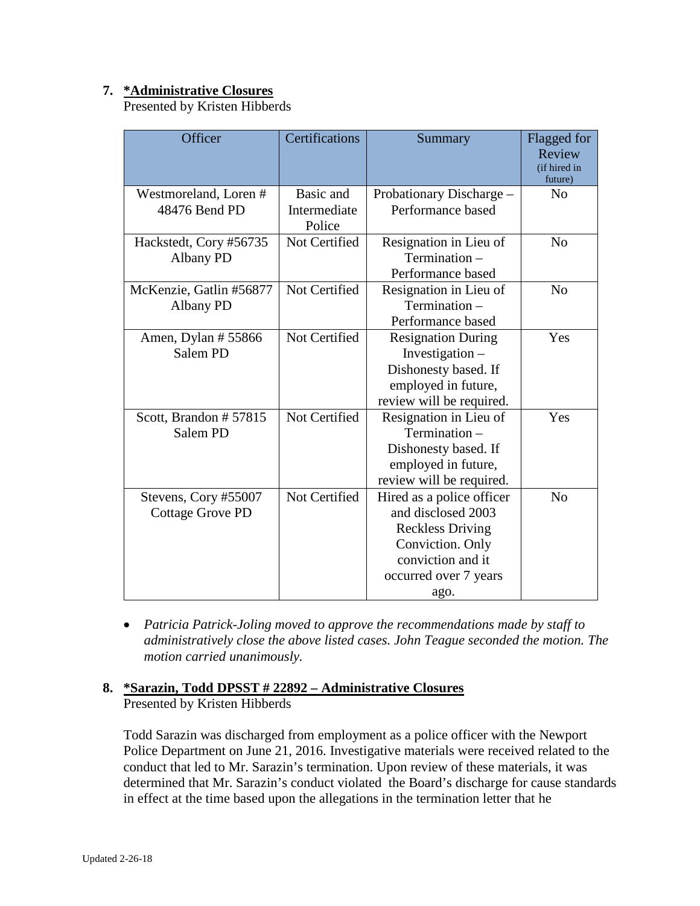## 7. *Administrative Closures

Presented by Kristen Hibberds

| Officer | Certifications | Summary | Flagged for Review (if hired in future) |
|---|---|---|---|
| Westmoreland, Loren # 48476 Bend PD | Basic and Intermediate Police | Probationary Discharge – Performance based | No |
| Hackstedt, Cory #56735 Albany PD | Not Certified | Resignation in Lieu of Termination – Performance based | No |
| McKenzie, Gatlin #56877 Albany PD | Not Certified | Resignation in Lieu of Termination – Performance based | No |
| Amen, Dylan # 55866 Salem PD | Not Certified | Resignation During Investigation – Dishonesty based. If employed in future, review will be required. | Yes |
| Scott, Brandon # 57815 Salem PD | Not Certified | Resignation in Lieu of Termination – Dishonesty based. If employed in future, review will be required. | Yes |
| Stevens, Cory #55007 Cottage Grove PD | Not Certified | Hired as a police officer and disclosed 2003 Reckless Driving Conviction. Only conviction and it occurred over 7 years ago. | No |

- *Patricia Patrick-Joling moved to approve the recommendations made by staff to administratively close the above listed cases. John Teague seconded the motion. The motion carried unanimously.*

## 8. *Sarazin, Todd DPSST # 22892 – Administrative Closures

Presented by Kristen Hibberds

Todd Sarazin was discharged from employment as a police officer with the Newport Police Department on June 21, 2016. Investigative materials were received related to the conduct that led to Mr. Sarazin's termination. Upon review of these materials, it was determined that Mr. Sarazin's conduct violated the Board's discharge for cause standards in effect at the time based upon the allegations in the termination letter that he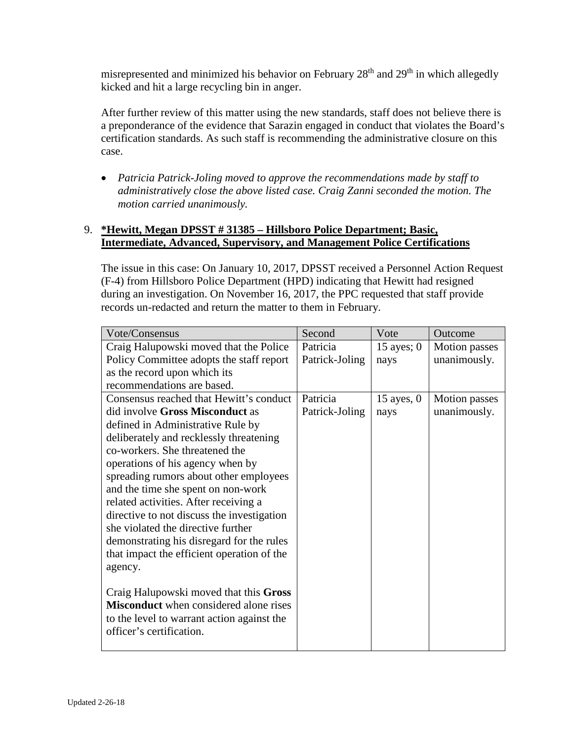misrepresented and minimized his behavior on February 28th and 29th in which allegedly kicked and hit a large recycling bin in anger.

After further review of this matter using the new standards, staff does not believe there is a preponderance of the evidence that Sarazin engaged in conduct that violates the Board's certification standards. As such staff is recommending the administrative closure on this case.

- *Patricia Patrick-Joling moved to approve the recommendations made by staff to administratively close the above listed case. Craig Zanni seconded the motion. The motion carried unanimously.*

9. **<u>*Hewitt, Megan DPSST # 31385 – Hillsboro Police Department; Basic, Intermediate, Advanced, Supervisory, and Management Police Certifications</u>**

The issue in this case: On January 10, 2017, DPSST received a Personnel Action Request (F-4) from Hillsboro Police Department (HPD) indicating that Hewitt had resigned during an investigation. On November 16, 2017, the PPC requested that staff provide records un-redacted and return the matter to them in February.

| Vote/Consensus | Second | Vote | Outcome |
|---|---|---|---|
| Craig Halupowski moved that the Police Policy Committee adopts the staff report as the record upon which its recommendations are based. | Patricia Patrick-Joling | 15 ayes; 0 nays | Motion passes unanimously. |
| Consensus reached that Hewitt's conduct did involve **Gross Misconduct** as defined in Administrative Rule by deliberately and recklessly threatening co-workers. She threatened the operations of his agency when by spreading rumors about other employees and the time she spent on non-work related activities. After receiving a directive to not discuss the investigation she violated the directive further demonstrating his disregard for the rules that impact the efficient operation of the agency.<br><br>Craig Halupowski moved that this **Gross Misconduct** when considered alone rises to the level to warrant action against the officer's certification. | Patricia Patrick-Joling | 15 ayes, 0 nays | Motion passes unanimously. |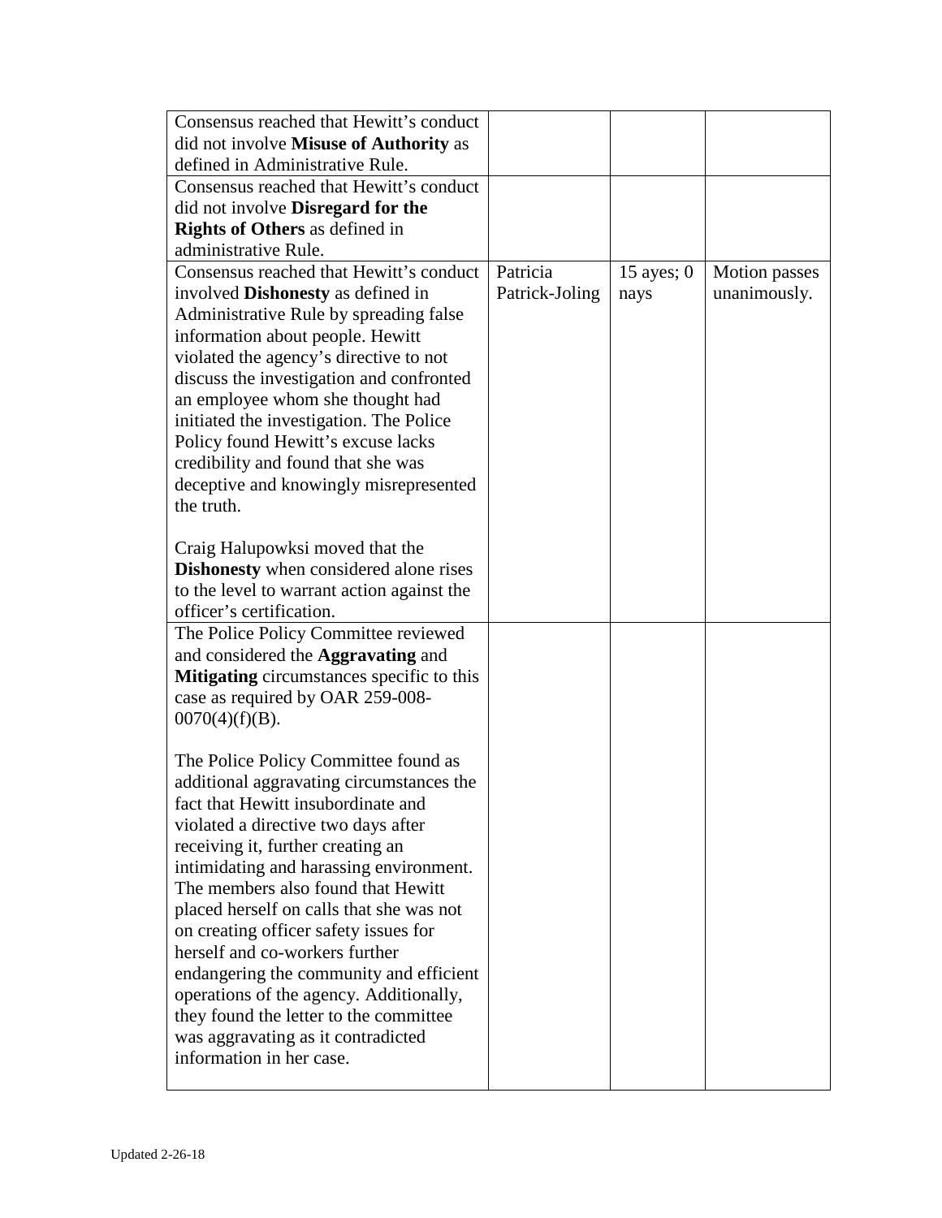| | | | |
|---|---|---|---|
| Consensus reached that Hewitt's conduct did not involve **Misuse of Authority** as defined in Administrative Rule. | | | |
| Consensus reached that Hewitt's conduct did not involve **Disregard for the Rights of Others** as defined in administrative Rule. | | | |
| Consensus reached that Hewitt's conduct involved **Dishonesty** as defined in Administrative Rule by spreading false information about people. Hewitt violated the agency's directive to not discuss the investigation and confronted an employee whom she thought had initiated the investigation. The Police Policy found Hewitt's excuse lacks credibility and found that she was deceptive and knowingly misrepresented the truth.<br><br>Craig Halupowksi moved that the **Dishonesty** when considered alone rises to the level to warrant action against the officer's certification. | Patricia Patrick-Joling | 15 ayes; 0 nays | Motion passes unanimously. |
| The Police Policy Committee reviewed and considered the **Aggravating** and **Mitigating** circumstances specific to this case as required by OAR 259-008-0070(4)(f)(B).<br><br>The Police Policy Committee found as additional aggravating circumstances the fact that Hewitt insubordinate and violated a directive two days after receiving it, further creating an intimidating and harassing environment. The members also found that Hewitt placed herself on calls that she was not on creating officer safety issues for herself and co-workers further endangering the community and efficient operations of the agency. Additionally, they found the letter to the committee was aggravating as it contradicted information in her case. | | | |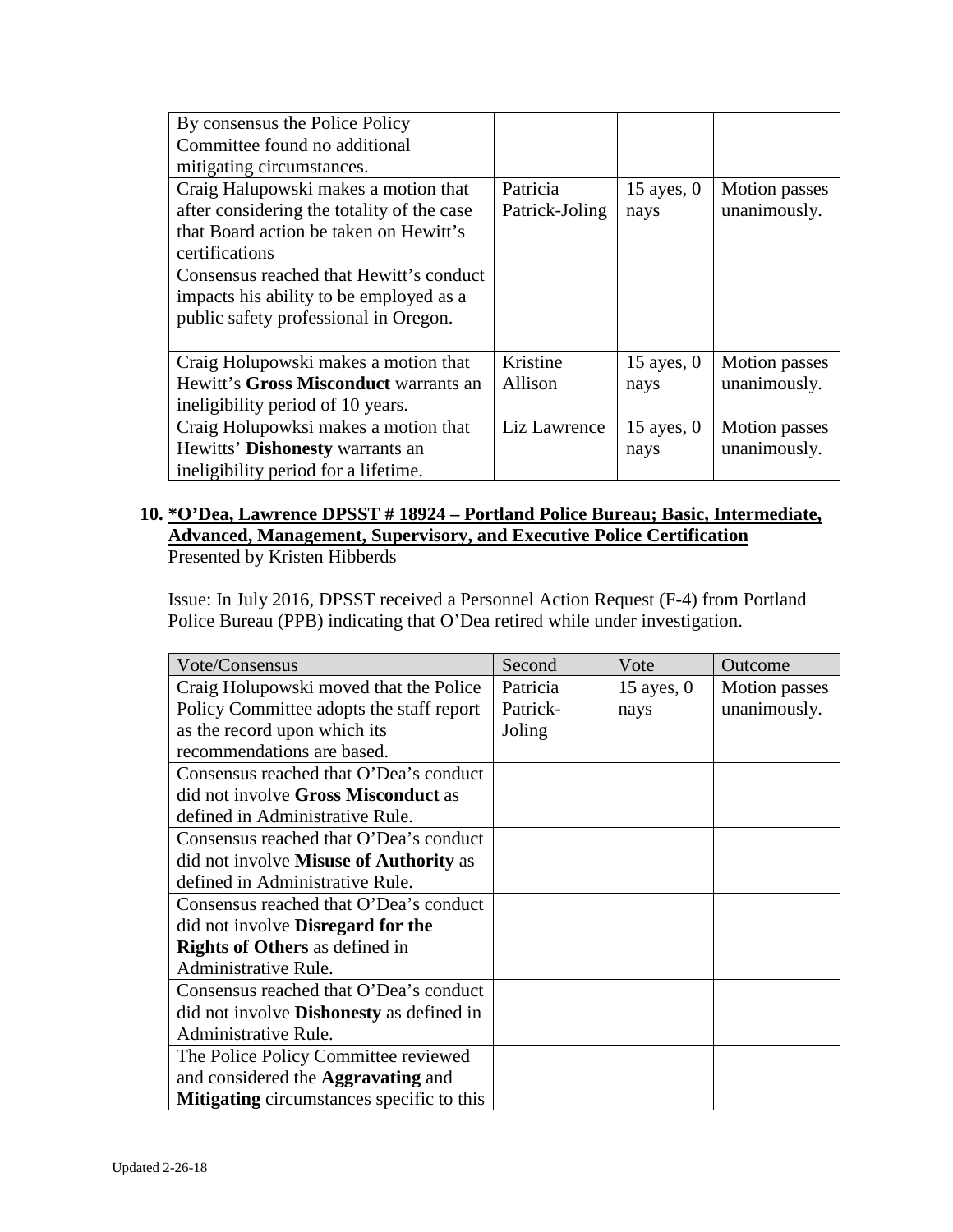| | | | |
|---|---|---|---|
| By consensus the Police Policy Committee found no additional mitigating circumstances. | | | |
| Craig Halupowski makes a motion that after considering the totality of the case that Board action be taken on Hewitt's certifications | Patricia Patrick-Joling | 15 ayes, 0 nays | Motion passes unanimously. |
| Consensus reached that Hewitt's conduct impacts his ability to be employed as a public safety professional in Oregon. | | | |
| Craig Holupowski makes a motion that Hewitt's **Gross Misconduct** warrants an ineligibility period of 10 years. | Kristine Allison | 15 ayes, 0 nays | Motion passes unanimously. |
| Craig Holupowksi makes a motion that Hewitts' **Dishonesty** warrants an ineligibility period for a lifetime. | Liz Lawrence | 15 ayes, 0 nays | Motion passes unanimously. |

**10. *O'Dea, Lawrence DPSST # 18924 – Portland Police Bureau; Basic, Intermediate, Advanced, Management, Supervisory, and Executive Police Certification**
Presented by Kristen Hibberds

Issue: In July 2016, DPSST received a Personnel Action Request (F-4) from Portland Police Bureau (PPB) indicating that O'Dea retired while under investigation.

| Vote/Consensus | Second | Vote | Outcome |
|---|---|---|---|
| Craig Holupowski moved that the Police Policy Committee adopts the staff report as the record upon which its recommendations are based. | Patricia Patrick-Joling | 15 ayes, 0 nays | Motion passes unanimously. |
| Consensus reached that O'Dea's conduct did not involve **Gross Misconduct** as defined in Administrative Rule. | | | |
| Consensus reached that O'Dea's conduct did not involve **Misuse of Authority** as defined in Administrative Rule. | | | |
| Consensus reached that O'Dea's conduct did not involve **Disregard for the Rights of Others** as defined in Administrative Rule. | | | |
| Consensus reached that O'Dea's conduct did not involve **Dishonesty** as defined in Administrative Rule. | | | |
| The Police Policy Committee reviewed and considered the **Aggravating** and **Mitigating** circumstances specific to this | | | |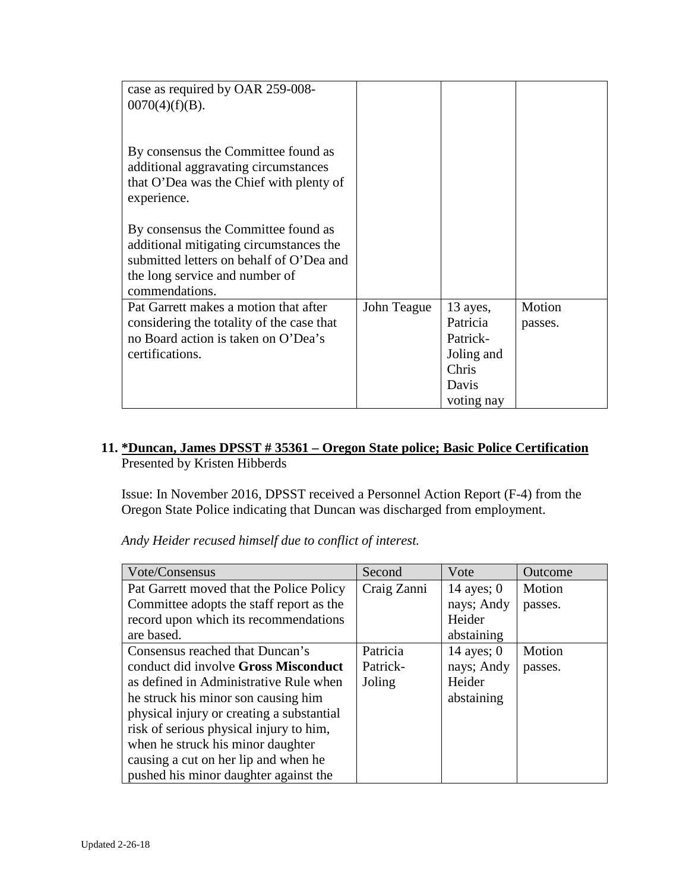| | | | |
|---|---|---|---|
| case as required by OAR 259-008-0070(4)(f)(B).<br><br>By consensus the Committee found as additional aggravating circumstances that O'Dea was the Chief with plenty of experience.<br><br>By consensus the Committee found as additional mitigating circumstances the submitted letters on behalf of O'Dea and the long service and number of commendations. | | | |
| Pat Garrett makes a motion that after considering the totality of the case that no Board action is taken on O'Dea's certifications. | John Teague | 13 ayes, Patricia Patrick-Joling and Chris Davis voting nay | Motion passes. |

**11. <u>*Duncan, James DPSST # 35361 – Oregon State police; Basic Police Certification</u>**
Presented by Kristen Hibberds

Issue: In November 2016, DPSST received a Personnel Action Report (F-4) from the Oregon State Police indicating that Duncan was discharged from employment.

*Andy Heider recused himself due to conflict of interest.*

| Vote/Consensus | Second | Vote | Outcome |
|---|---|---|---|
| Pat Garrett moved that the Police Policy Committee adopts the staff report as the record upon which its recommendations are based. | Craig Zanni | 14 ayes; 0 nays; Andy Heider abstaining | Motion passes. |
| Consensus reached that Duncan's conduct did involve **Gross Misconduct** as defined in Administrative Rule when he struck his minor son causing him physical injury or creating a substantial risk of serious physical injury to him, when he struck his minor daughter causing a cut on her lip and when he pushed his minor daughter against the | Patricia Patrick-Joling | 14 ayes; 0 nays; Andy Heider abstaining | Motion passes. |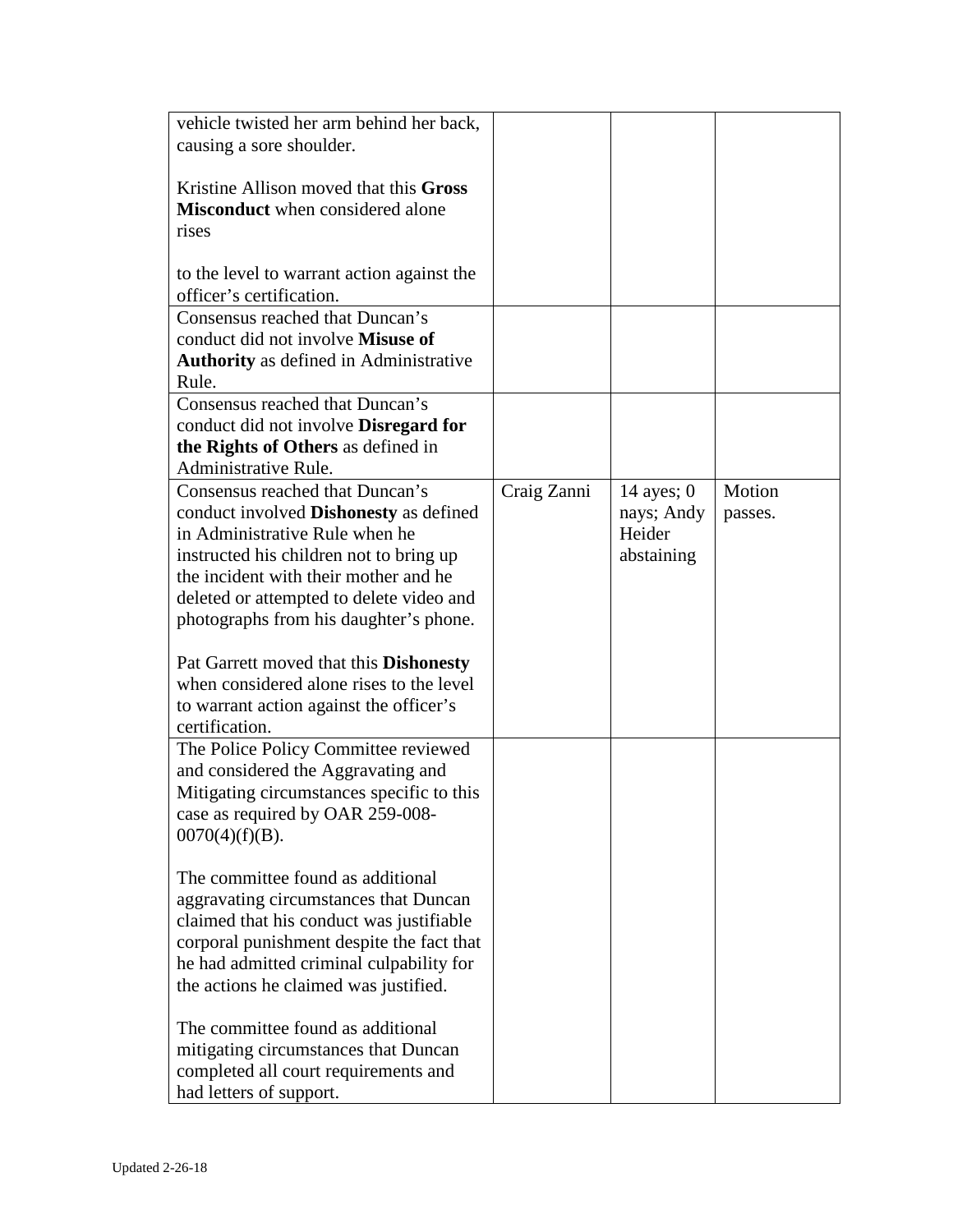| | | | |
|---|---|---|---|
| vehicle twisted her arm behind her back, causing a sore shoulder.<br><br>Kristine Allison moved that this **Gross Misconduct** when considered alone rises<br><br>to the level to warrant action against the officer's certification. | | | |
| Consensus reached that Duncan's conduct did not involve **Misuse of Authority** as defined in Administrative Rule. | | | |
| Consensus reached that Duncan's conduct did not involve **Disregard for the Rights of Others** as defined in Administrative Rule. | | | |
| Consensus reached that Duncan's conduct involved **Dishonesty** as defined in Administrative Rule when he instructed his children not to bring up the incident with their mother and he deleted or attempted to delete video and photographs from his daughter's phone.<br><br>Pat Garrett moved that this **Dishonesty** when considered alone rises to the level to warrant action against the officer's certification. | Craig Zanni | 14 ayes; 0 nays; Andy Heider abstaining | Motion passes. |
| The Police Policy Committee reviewed and considered the Aggravating and Mitigating circumstances specific to this case as required by OAR 259-008-0070(4)(f)(B).<br><br>The committee found as additional aggravating circumstances that Duncan claimed that his conduct was justifiable corporal punishment despite the fact that he had admitted criminal culpability for the actions he claimed was justified.<br><br>The committee found as additional mitigating circumstances that Duncan completed all court requirements and had letters of support. | | | |

Updated 2-26-18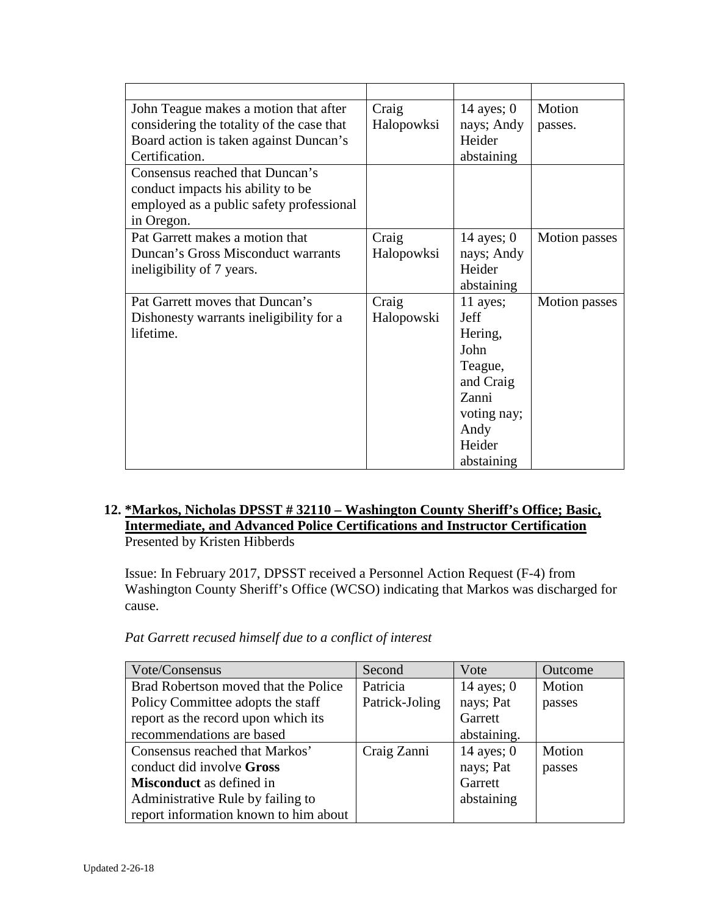| | | | |
|---|---|---|---|
| John Teague makes a motion that after considering the totality of the case that Board action is taken against Duncan's Certification. | Craig Halopowksi | 14 ayes; 0 nays; Andy Heider abstaining | Motion passes. |
| Consensus reached that Duncan's conduct impacts his ability to be employed as a public safety professional in Oregon. | | | |
| Pat Garrett makes a motion that Duncan's Gross Misconduct warrants ineligibility of 7 years. | Craig Halopowksi | 14 ayes; 0 nays; Andy Heider abstaining | Motion passes |
| Pat Garrett moves that Duncan's Dishonesty warrants ineligibility for a lifetime. | Craig Halopowski | 11 ayes; Jeff Hering, John Teague, and Craig Zanni voting nay; Andy Heider abstaining | Motion passes |

## 12. *Markos, Nicholas DPSST # 32110 – Washington County Sheriff's Office; Basic, Intermediate, and Advanced Police Certifications and Instructor Certification

Presented by Kristen Hibberds

Issue: In February 2017, DPSST received a Personnel Action Request (F-4) from Washington County Sheriff's Office (WCSO) indicating that Markos was discharged for cause.

*Pat Garrett recused himself due to a conflict of interest*

| Vote/Consensus | Second | Vote | Outcome |
|---|---|---|---|
| Brad Robertson moved that the Police Policy Committee adopts the staff report as the record upon which its recommendations are based | Patricia Patrick-Joling | 14 ayes; 0 nays; Pat Garrett abstaining. | Motion passes |
| Consensus reached that Markos' conduct did involve **Gross Misconduct** as defined in Administrative Rule by failing to report information known to him about | Craig Zanni | 14 ayes; 0 nays; Pat Garrett abstaining | Motion passes |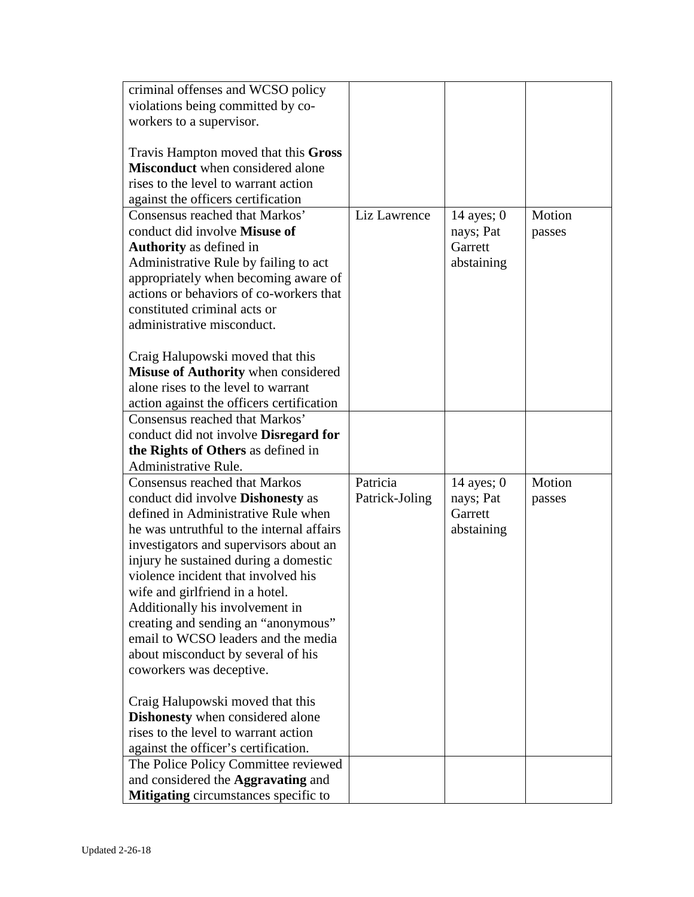| | | | |
|---|---|---|---|
| criminal offenses and WCSO policy violations being committed by co-workers to a supervisor.<br><br>Travis Hampton moved that this **Gross Misconduct** when considered alone rises to the level to warrant action against the officers certification | | | |
| Consensus reached that Markos' conduct did involve **Misuse of Authority** as defined in Administrative Rule by failing to act appropriately when becoming aware of actions or behaviors of co-workers that constituted criminal acts or administrative misconduct.<br><br>Craig Halupowski moved that this **Misuse of Authority** when considered alone rises to the level to warrant action against the officers certification | Liz Lawrence | 14 ayes; 0 nays; Pat Garrett abstaining | Motion passes |
| Consensus reached that Markos' conduct did not involve **Disregard for the Rights of Others** as defined in Administrative Rule. | | | |
| Consensus reached that Markos conduct did involve **Dishonesty** as defined in Administrative Rule when he was untruthful to the internal affairs investigators and supervisors about an injury he sustained during a domestic violence incident that involved his wife and girlfriend in a hotel. Additionally his involvement in creating and sending an "anonymous" email to WCSO leaders and the media about misconduct by several of his coworkers was deceptive.<br><br>Craig Halupowski moved that this **Dishonesty** when considered alone rises to the level to warrant action against the officer's certification. | Patricia Patrick-Joling | 14 ayes; 0 nays; Pat Garrett abstaining | Motion passes |
| The Police Policy Committee reviewed and considered the **Aggravating** and **Mitigating** circumstances specific to | | | |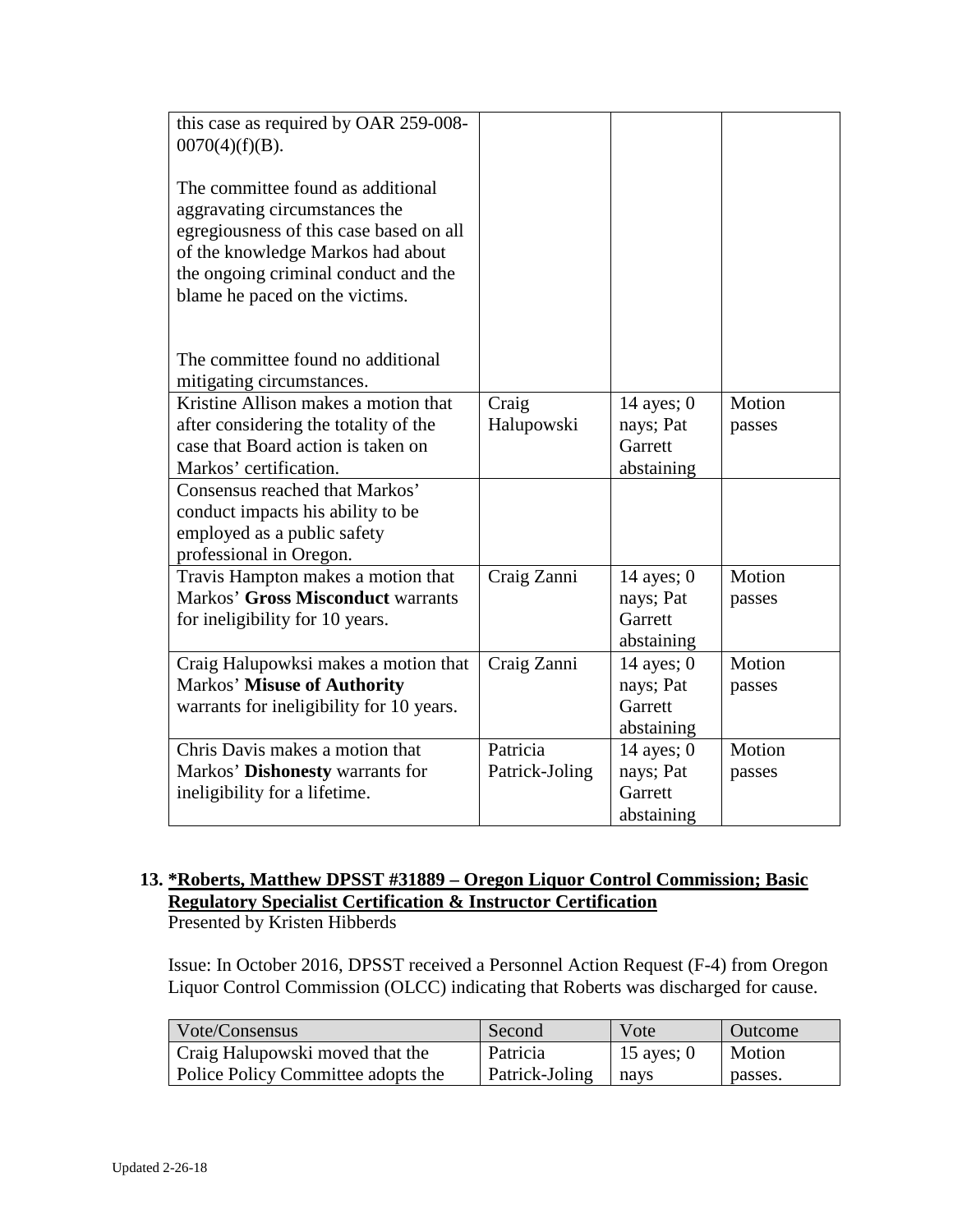| | | | |
|---|---|---|---|
| this case as required by OAR 259-008-0070(4)(f)(B).<br><br>The committee found as additional aggravating circumstances the egregiousness of this case based on all of the knowledge Markos had about the ongoing criminal conduct and the blame he paced on the victims.<br><br>The committee found no additional mitigating circumstances. | | | |
| Kristine Allison makes a motion that after considering the totality of the case that Board action is taken on Markos' certification. | Craig Halupowski | 14 ayes; 0 nays; Pat Garrett abstaining | Motion passes |
| Consensus reached that Markos' conduct impacts his ability to be employed as a public safety professional in Oregon. | | | |
| Travis Hampton makes a motion that Markos' **Gross Misconduct** warrants for ineligibility for 10 years. | Craig Zanni | 14 ayes; 0 nays; Pat Garrett abstaining | Motion passes |
| Craig Halupowksi makes a motion that Markos' **Misuse of Authority** warrants for ineligibility for 10 years. | Craig Zanni | 14 ayes; 0 nays; Pat Garrett abstaining | Motion passes |
| Chris Davis makes a motion that Markos' **Dishonesty** warrants for ineligibility for a lifetime. | Patricia Patrick-Joling | 14 ayes; 0 nays; Pat Garrett abstaining | Motion passes |

## 13. *Roberts, Matthew DPSST #31889 – Oregon Liquor Control Commission; Basic Regulatory Specialist Certification & Instructor Certification

Presented by Kristen Hibberds

Issue: In October 2016, DPSST received a Personnel Action Request (F-4) from Oregon Liquor Control Commission (OLCC) indicating that Roberts was discharged for cause.

| Vote/Consensus | Second | Vote | Outcome |
|---|---|---|---|
| Craig Halupowski moved that the Police Policy Committee adopts the | Patricia Patrick-Joling | 15 ayes; 0 nays | Motion passes. |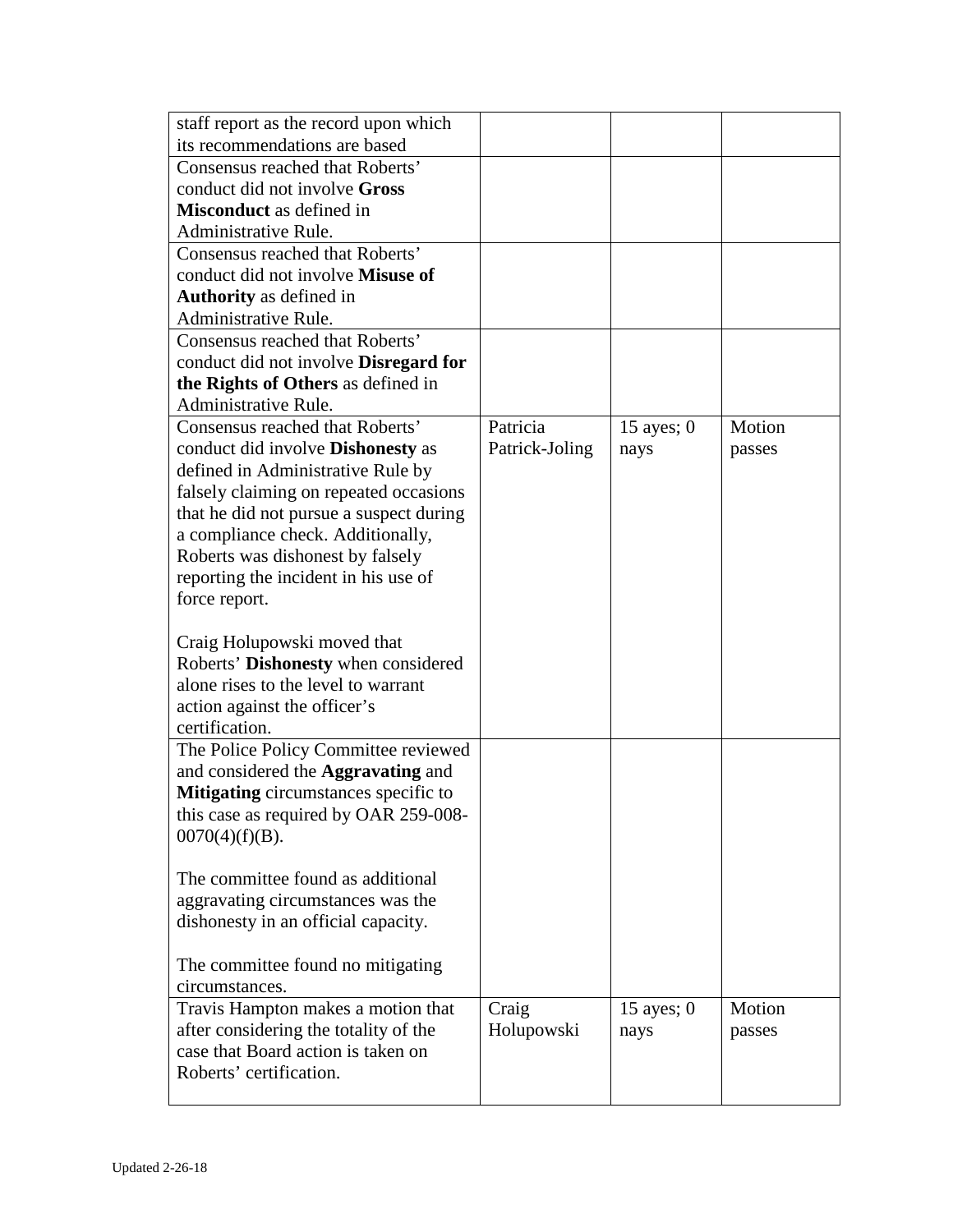| | | | |
|---|---|---|---|
| staff report as the record upon which its recommendations are based | | | |
| Consensus reached that Roberts' conduct did not involve **Gross Misconduct** as defined in Administrative Rule. | | | |
| Consensus reached that Roberts' conduct did not involve **Misuse of Authority** as defined in Administrative Rule. | | | |
| Consensus reached that Roberts' conduct did not involve **Disregard for the Rights of Others** as defined in Administrative Rule. | | | |
| Consensus reached that Roberts' conduct did involve **Dishonesty** as defined in Administrative Rule by falsely claiming on repeated occasions that he did not pursue a suspect during a compliance check. Additionally, Roberts was dishonest by falsely reporting the incident in his use of force report.<br><br>Craig Holupowski moved that Roberts' **Dishonesty** when considered alone rises to the level to warrant action against the officer's certification. | Patricia Patrick-Joling | 15 ayes; 0 nays | Motion passes |
| The Police Policy Committee reviewed and considered the **Aggravating** and **Mitigating** circumstances specific to this case as required by OAR 259-008-0070(4)(f)(B).<br><br>The committee found as additional aggravating circumstances was the dishonesty in an official capacity.<br><br>The committee found no mitigating circumstances. | | | |
| Travis Hampton makes a motion that after considering the totality of the case that Board action is taken on Roberts' certification. | Craig Holupowski | 15 ayes; 0 nays | Motion passes |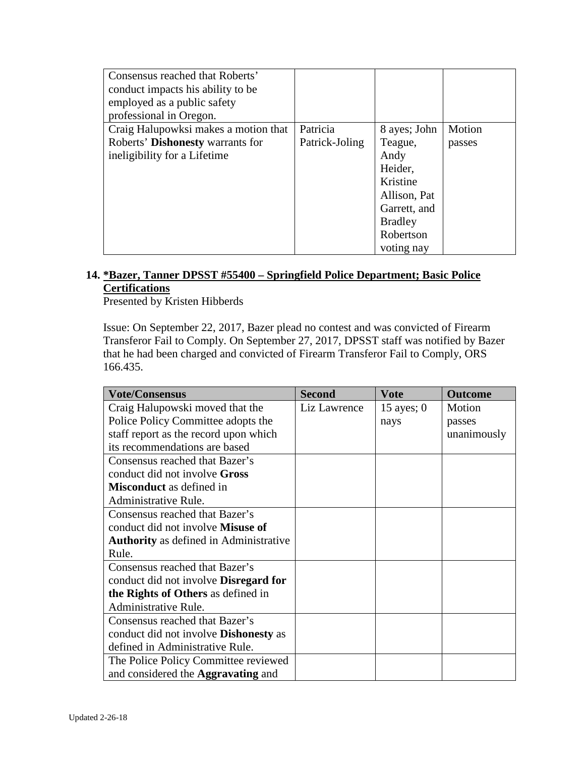| | | | |
|---|---|---|---|
| Consensus reached that Roberts' conduct impacts his ability to be employed as a public safety professional in Oregon. | | | |
| Craig Halupowksi makes a motion that Roberts' **Dishonesty** warrants for ineligibility for a Lifetime | Patricia Patrick-Joling | 8 ayes; John Teague, Andy Heider, Kristine Allison, Pat Garrett, and Bradley Robertson voting nay | Motion passes |

**14. <u>*Bazer, Tanner DPSST #55400 – Springfield Police Department; Basic Police Certifications</u>**

Presented by Kristen Hibberds

Issue: On September 22, 2017, Bazer plead no contest and was convicted of Firearm Transferor Fail to Comply. On September 27, 2017, DPSST staff was notified by Bazer that he had been charged and convicted of Firearm Transferor Fail to Comply, ORS 166.435.

| Vote/Consensus | Second | Vote | Outcome |
|---|---|---|---|
| Craig Halupowski moved that the Police Policy Committee adopts the staff report as the record upon which its recommendations are based | Liz Lawrence | 15 ayes; 0 nays | Motion passes unanimously |
| Consensus reached that Bazer's conduct did not involve **Gross Misconduct** as defined in Administrative Rule. | | | |
| Consensus reached that Bazer's conduct did not involve **Misuse of Authority** as defined in Administrative Rule. | | | |
| Consensus reached that Bazer's conduct did not involve **Disregard for the Rights of Others** as defined in Administrative Rule. | | | |
| Consensus reached that Bazer's conduct did not involve **Dishonesty** as defined in Administrative Rule. | | | |
| The Police Policy Committee reviewed and considered the **Aggravating** and | | | |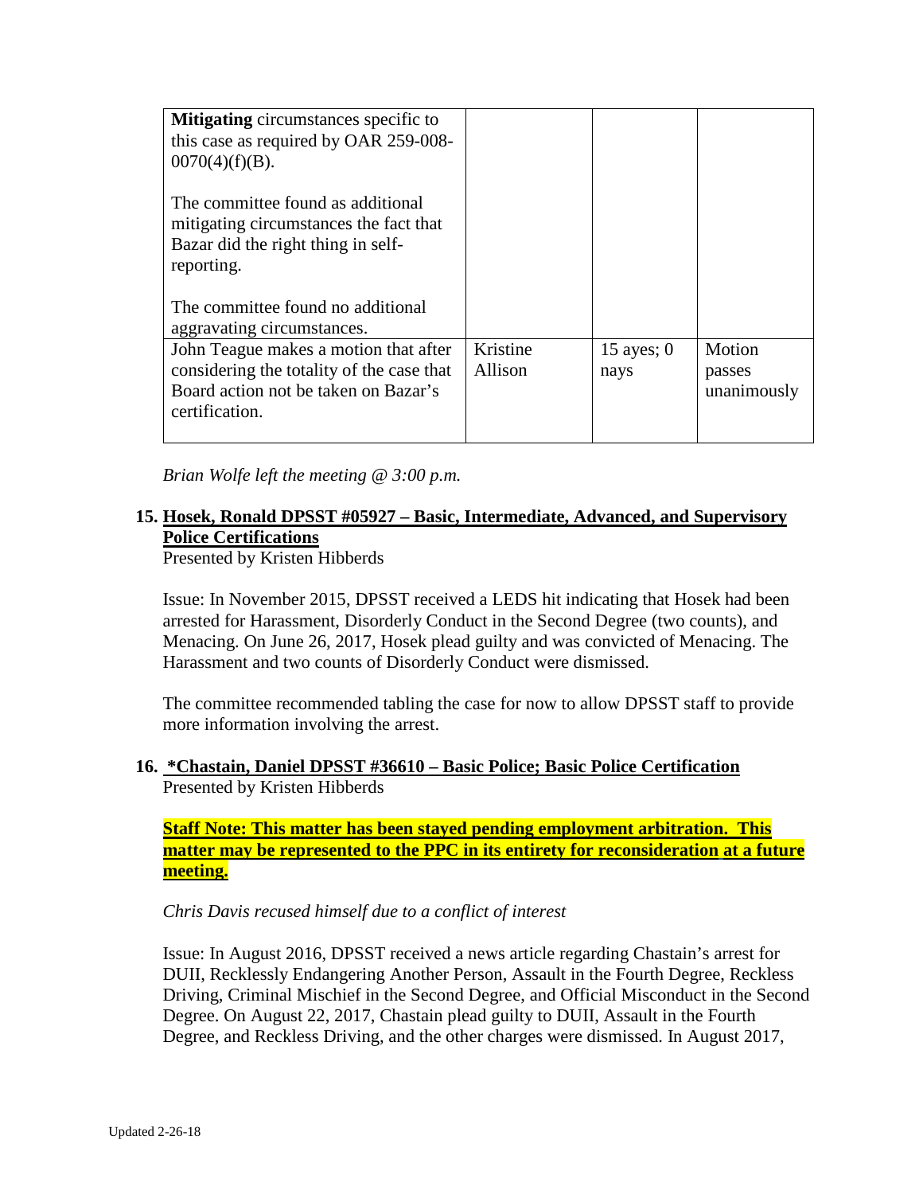| | | | |
|---|---|---|---|
| **Mitigating** circumstances specific to this case as required by OAR 259-008-0070(4)(f)(B).<br><br>The committee found as additional mitigating circumstances the fact that Bazar did the right thing in self-reporting.<br><br>The committee found no additional aggravating circumstances. | | | |
| John Teague makes a motion that after considering the totality of the case that Board action not be taken on Bazar's certification. | Kristine Allison | 15 ayes; 0 nays | Motion passes unanimously |

*Brian Wolfe left the meeting @ 3:00 p.m.*

**15. Hosek, Ronald DPSST #05927 – Basic, Intermediate, Advanced, and Supervisory Police Certifications**

Presented by Kristen Hibberds

Issue: In November 2015, DPSST received a LEDS hit indicating that Hosek had been arrested for Harassment, Disorderly Conduct in the Second Degree (two counts), and Menacing. On June 26, 2017, Hosek plead guilty and was convicted of Menacing. The Harassment and two counts of Disorderly Conduct were dismissed.

The committee recommended tabling the case for now to allow DPSST staff to provide more information involving the arrest.

**16. *Chastain, Daniel DPSST #36610 – Basic Police; Basic Police Certification**

Presented by Kristen Hibberds

**Staff Note: This matter has been stayed pending employment arbitration. This matter may be represented to the PPC in its entirety for reconsideration at a future meeting.**

*Chris Davis recused himself due to a conflict of interest*

Issue: In August 2016, DPSST received a news article regarding Chastain's arrest for DUII, Recklessly Endangering Another Person, Assault in the Fourth Degree, Reckless Driving, Criminal Mischief in the Second Degree, and Official Misconduct in the Second Degree. On August 22, 2017, Chastain plead guilty to DUII, Assault in the Fourth Degree, and Reckless Driving, and the other charges were dismissed. In August 2017,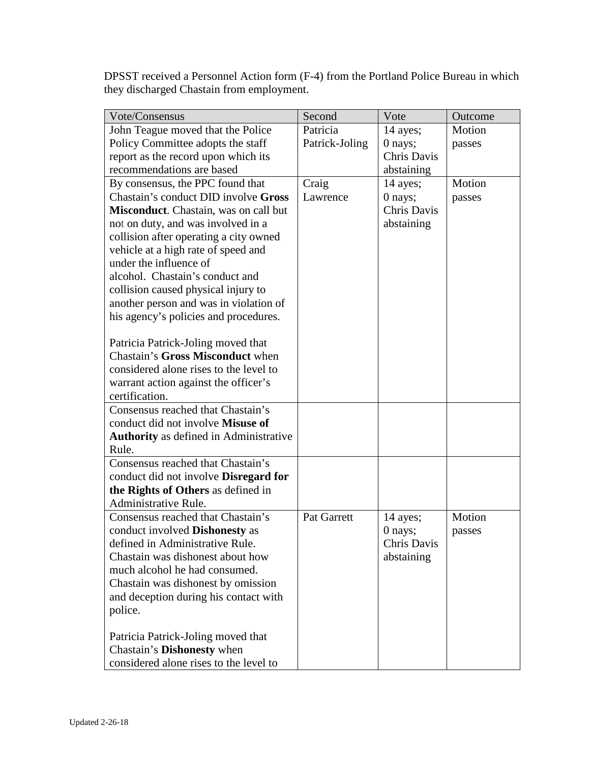DPSST received a Personnel Action form (F-4) from the Portland Police Bureau in which they discharged Chastain from employment.

| Vote/Consensus | Second | Vote | Outcome |
|---|---|---|---|
| John Teague moved that the Police Policy Committee adopts the staff report as the record upon which its recommendations are based | Patricia Patrick-Joling | 14 ayes; 0 nays; Chris Davis abstaining | Motion passes |
| By consensus, the PPC found that Chastain's conduct DID involve **Gross Misconduct**. Chastain, was on call but not on duty, and was involved in a collision after operating a city owned vehicle at a high rate of speed and under the influence of alcohol. Chastain's conduct and collision caused physical injury to another person and was in violation of his agency's policies and procedures.<br><br>Patricia Patrick-Joling moved that Chastain's **Gross Misconduct** when considered alone rises to the level to warrant action against the officer's certification. | Craig Lawrence | 14 ayes; 0 nays; Chris Davis abstaining | Motion passes |
| Consensus reached that Chastain's conduct did not involve **Misuse of Authority** as defined in Administrative Rule. | | | |
| Consensus reached that Chastain's conduct did not involve **Disregard for the Rights of Others** as defined in Administrative Rule. | | | |
| Consensus reached that Chastain's conduct involved **Dishonesty** as defined in Administrative Rule. Chastain was dishonest about how much alcohol he had consumed. Chastain was dishonest by omission and deception during his contact with police.<br><br>Patricia Patrick-Joling moved that Chastain's **Dishonesty** when considered alone rises to the level to | Pat Garrett | 14 ayes; 0 nays; Chris Davis abstaining | Motion passes |

Updated 2-26-18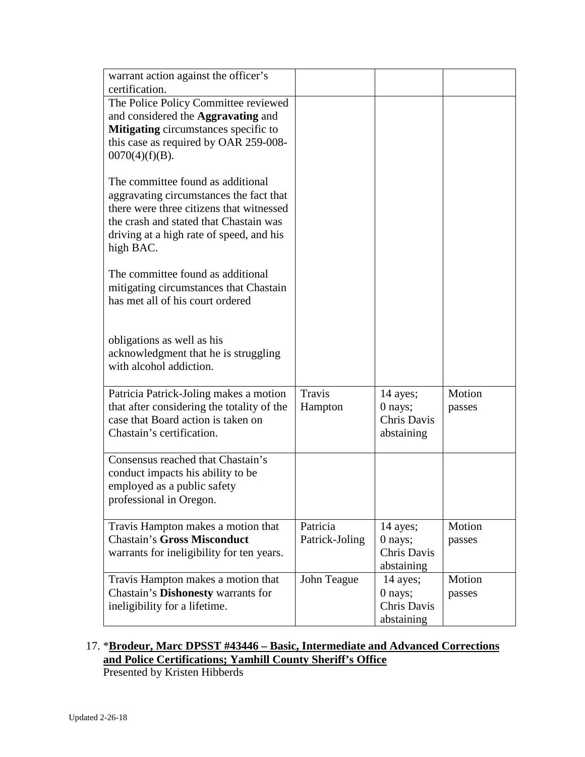| | | | |
|---|---|---|---|
| warrant action against the officer's certification. | | | |
| The Police Policy Committee reviewed and considered the **Aggravating** and **Mitigating** circumstances specific to this case as required by OAR 259-008-0070(4)(f)(B).<br><br>The committee found as additional aggravating circumstances the fact that there were three citizens that witnessed the crash and stated that Chastain was driving at a high rate of speed, and his high BAC.<br><br>The committee found as additional mitigating circumstances that Chastain has met all of his court ordered obligations as well as his acknowledgment that he is struggling with alcohol addiction. | | | |
| Patricia Patrick-Joling makes a motion that after considering the totality of the case that Board action is taken on Chastain's certification. | Travis Hampton | 14 ayes; 0 nays; Chris Davis abstaining | Motion passes |
| Consensus reached that Chastain's conduct impacts his ability to be employed as a public safety professional in Oregon. | | | |
| Travis Hampton makes a motion that Chastain's **Gross Misconduct** warrants for ineligibility for ten years. | Patricia Patrick-Joling | 14 ayes; 0 nays; Chris Davis abstaining | Motion passes |
| Travis Hampton makes a motion that Chastain's **Dishonesty** warrants for ineligibility for a lifetime. | John Teague | 14 ayes; 0 nays; Chris Davis abstaining | Motion passes |

17. *__Brodeur, Marc DPSST #43446 – Basic, Intermediate and Advanced Corrections and Police Certifications; Yamhill County Sheriff's Office__
Presented by Kristen Hibberds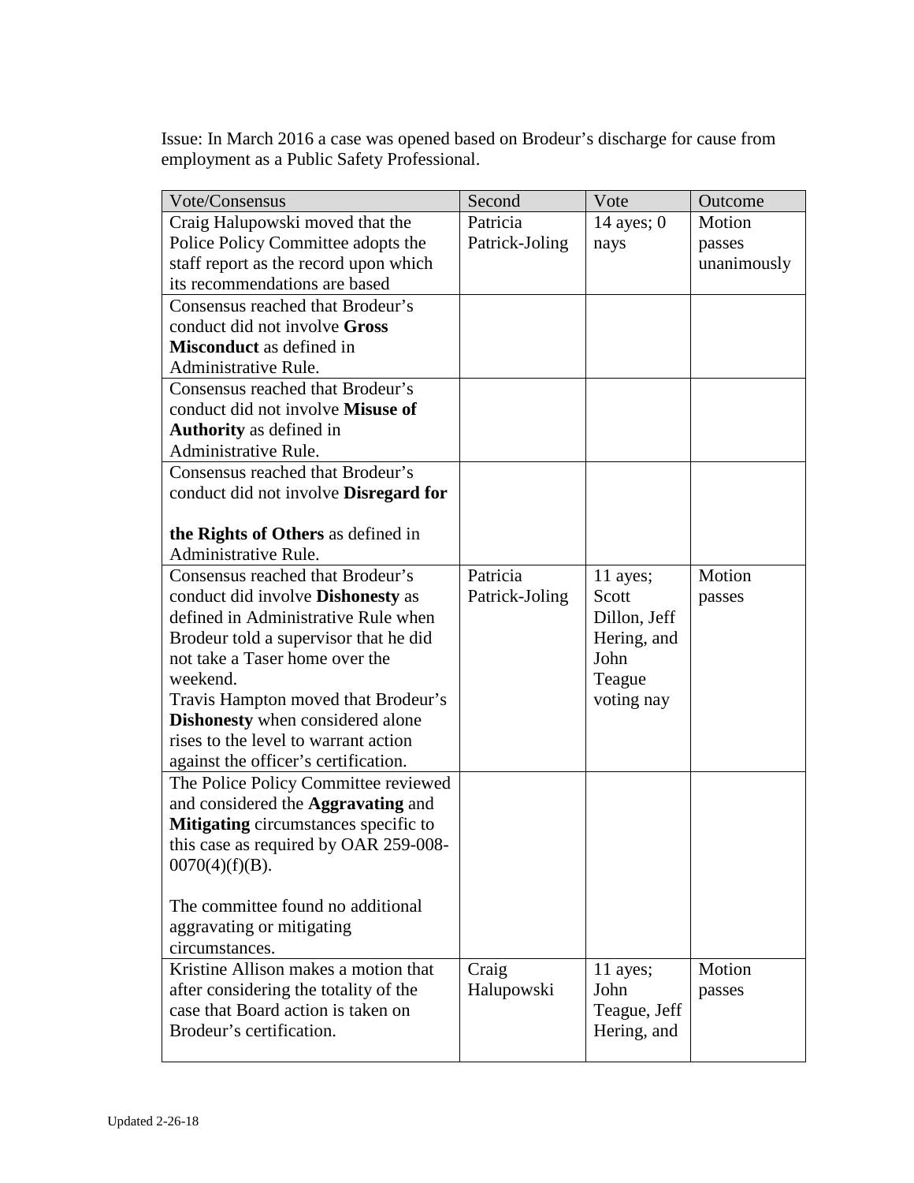Issue: In March 2016 a case was opened based on Brodeur's discharge for cause from employment as a Public Safety Professional.

| Vote/Consensus | Second | Vote | Outcome |
|---|---|---|---|
| Craig Halupowski moved that the Police Policy Committee adopts the staff report as the record upon which its recommendations are based | Patricia Patrick-Joling | 14 ayes; 0 nays | Motion passes unanimously |
| Consensus reached that Brodeur's conduct did not involve **Gross Misconduct** as defined in Administrative Rule. | | | |
| Consensus reached that Brodeur's conduct did not involve **Misuse of Authority** as defined in Administrative Rule. | | | |
| Consensus reached that Brodeur's conduct did not involve **Disregard for the Rights of Others** as defined in Administrative Rule. | | | |
| Consensus reached that Brodeur's conduct did involve **Dishonesty** as defined in Administrative Rule when Brodeur told a supervisor that he did not take a Taser home over the weekend.<br>Travis Hampton moved that Brodeur's **Dishonesty** when considered alone rises to the level to warrant action against the officer's certification. | Patricia Patrick-Joling | 11 ayes; Scott Dillon, Jeff Hering, and John Teague voting nay | Motion passes |
| The Police Policy Committee reviewed and considered the **Aggravating** and **Mitigating** circumstances specific to this case as required by OAR 259-008-0070(4)(f)(B).<br><br>The committee found no additional aggravating or mitigating circumstances. | | | |
| Kristine Allison makes a motion that after considering the totality of the case that Board action is taken on Brodeur's certification. | Craig Halupowski | 11 ayes; John Teague, Jeff Hering, and | Motion passes |

Updated 2-26-18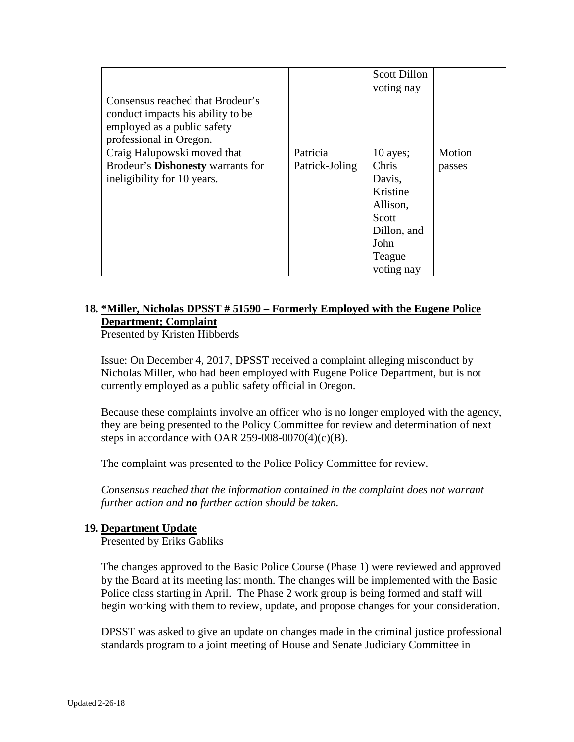| | | | |
|---|---|---|---|
| | | Scott Dillon voting nay | |
| Consensus reached that Brodeur's conduct impacts his ability to be employed as a public safety professional in Oregon. | | | |
| Craig Halupowski moved that Brodeur's **Dishonesty** warrants for ineligibility for 10 years. | Patricia Patrick-Joling | 10 ayes; Chris Davis, Kristine Allison, Scott Dillon, and John Teague voting nay | Motion passes |

**18. *Miller, Nicholas DPSST # 51590 – Formerly Employed with the Eugene Police Department; Complaint**

Presented by Kristen Hibberds

Issue: On December 4, 2017, DPSST received a complaint alleging misconduct by Nicholas Miller, who had been employed with Eugene Police Department, but is not currently employed as a public safety official in Oregon.

Because these complaints involve an officer who is no longer employed with the agency, they are being presented to the Policy Committee for review and determination of next steps in accordance with OAR 259-008-0070(4)(c)(B).

The complaint was presented to the Police Policy Committee for review.

*Consensus reached that the information contained in the complaint does not warrant further action and **no** further action should be taken.*

**19. Department Update**

Presented by Eriks Gabliks

The changes approved to the Basic Police Course (Phase 1) were reviewed and approved by the Board at its meeting last month. The changes will be implemented with the Basic Police class starting in April. The Phase 2 work group is being formed and staff will begin working with them to review, update, and propose changes for your consideration.

DPSST was asked to give an update on changes made in the criminal justice professional standards program to a joint meeting of House and Senate Judiciary Committee in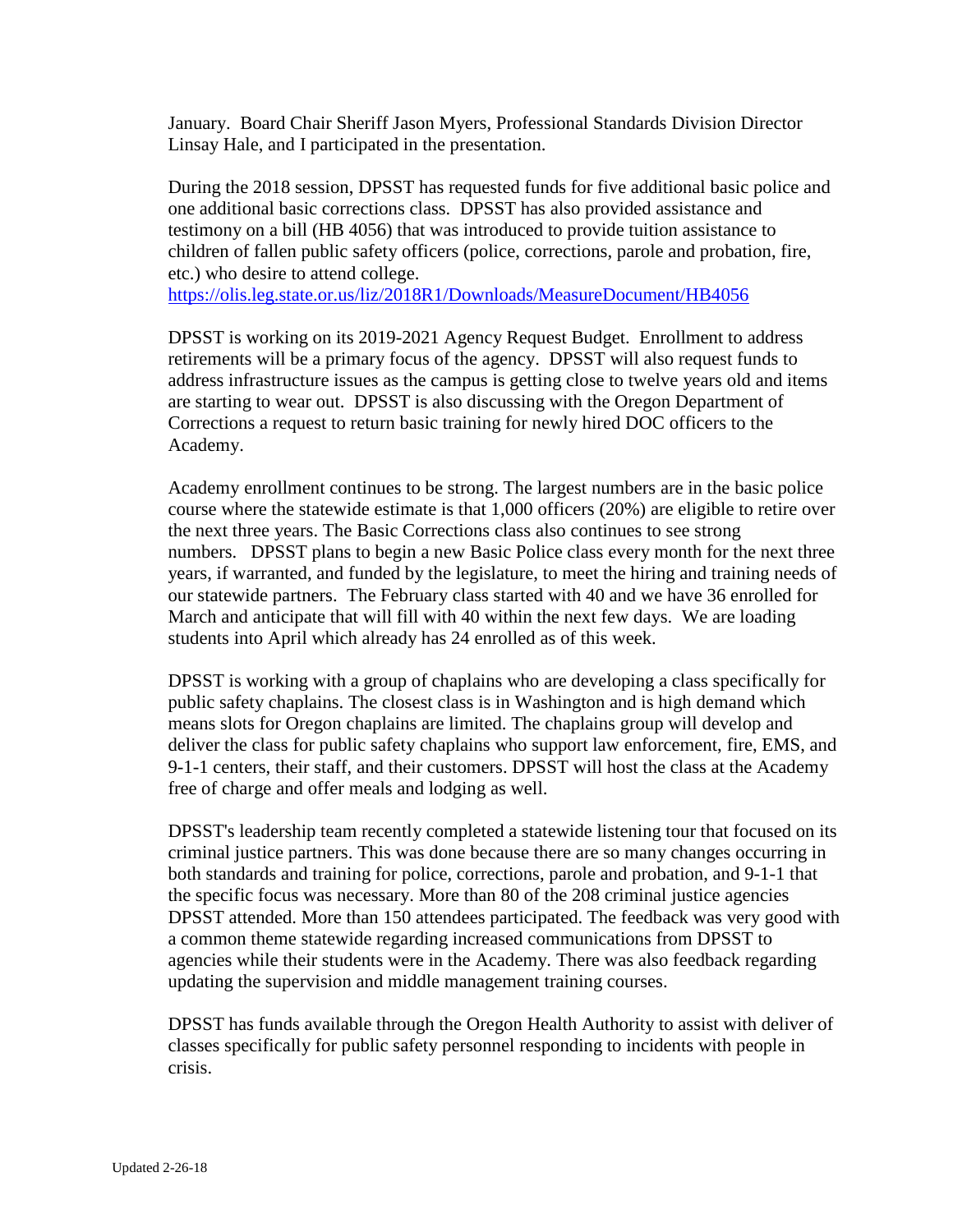January. Board Chair Sheriff Jason Myers, Professional Standards Division Director Linsay Hale, and I participated in the presentation.

During the 2018 session, DPSST has requested funds for five additional basic police and one additional basic corrections class. DPSST has also provided assistance and testimony on a bill (HB 4056) that was introduced to provide tuition assistance to children of fallen public safety officers (police, corrections, parole and probation, fire, etc.) who desire to attend college.
https://olis.leg.state.or.us/liz/2018R1/Downloads/MeasureDocument/HB4056

DPSST is working on its 2019-2021 Agency Request Budget. Enrollment to address retirements will be a primary focus of the agency. DPSST will also request funds to address infrastructure issues as the campus is getting close to twelve years old and items are starting to wear out. DPSST is also discussing with the Oregon Department of Corrections a request to return basic training for newly hired DOC officers to the Academy.

Academy enrollment continues to be strong. The largest numbers are in the basic police course where the statewide estimate is that 1,000 officers (20%) are eligible to retire over the next three years. The Basic Corrections class also continues to see strong numbers. DPSST plans to begin a new Basic Police class every month for the next three years, if warranted, and funded by the legislature, to meet the hiring and training needs of our statewide partners. The February class started with 40 and we have 36 enrolled for March and anticipate that will fill with 40 within the next few days. We are loading students into April which already has 24 enrolled as of this week.

DPSST is working with a group of chaplains who are developing a class specifically for public safety chaplains. The closest class is in Washington and is high demand which means slots for Oregon chaplains are limited. The chaplains group will develop and deliver the class for public safety chaplains who support law enforcement, fire, EMS, and 9-1-1 centers, their staff, and their customers. DPSST will host the class at the Academy free of charge and offer meals and lodging as well.

DPSST's leadership team recently completed a statewide listening tour that focused on its criminal justice partners. This was done because there are so many changes occurring in both standards and training for police, corrections, parole and probation, and 9-1-1 that the specific focus was necessary. More than 80 of the 208 criminal justice agencies DPSST attended. More than 150 attendees participated. The feedback was very good with a common theme statewide regarding increased communications from DPSST to agencies while their students were in the Academy. There was also feedback regarding updating the supervision and middle management training courses.

DPSST has funds available through the Oregon Health Authority to assist with deliver of classes specifically for public safety personnel responding to incidents with people in crisis.

Updated 2-26-18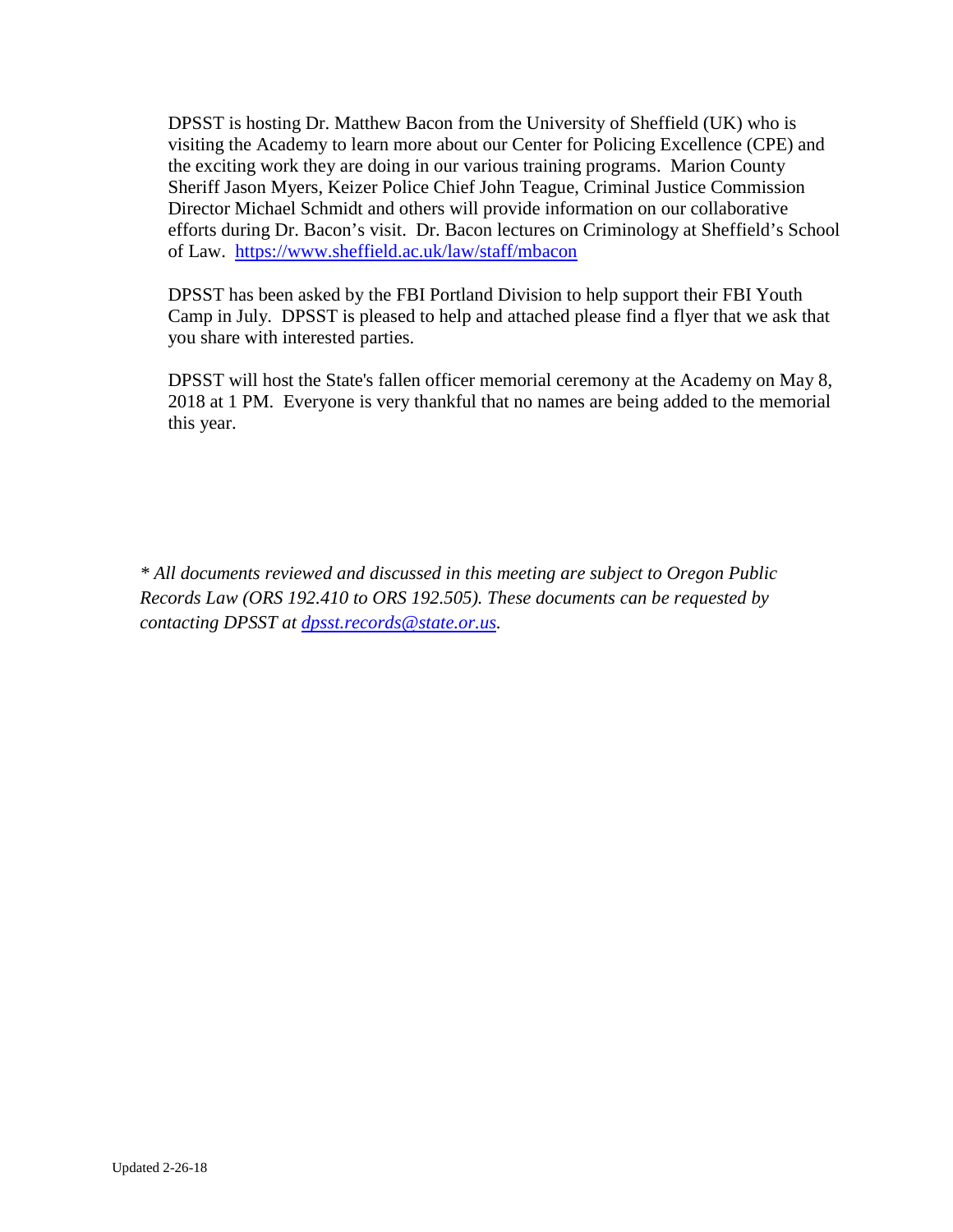DPSST is hosting Dr. Matthew Bacon from the University of Sheffield (UK) who is visiting the Academy to learn more about our Center for Policing Excellence (CPE) and the exciting work they are doing in our various training programs. Marion County Sheriff Jason Myers, Keizer Police Chief John Teague, Criminal Justice Commission Director Michael Schmidt and others will provide information on our collaborative efforts during Dr. Bacon's visit. Dr. Bacon lectures on Criminology at Sheffield's School of Law. [https://www.sheffield.ac.uk/law/staff/mbacon](https://www.sheffield.ac.uk/law/staff/mbacon)

DPSST has been asked by the FBI Portland Division to help support their FBI Youth Camp in July. DPSST is pleased to help and attached please find a flyer that we ask that you share with interested parties.

DPSST will host the State's fallen officer memorial ceremony at the Academy on May 8, 2018 at 1 PM. Everyone is very thankful that no names are being added to the memorial this year.

*\* All documents reviewed and discussed in this meeting are subject to Oregon Public Records Law (ORS 192.410 to ORS 192.505). These documents can be requested by contacting DPSST at [dpsst.records@state.or.us](mailto:dpsst.records@state.or.us).*

Updated 2-26-18